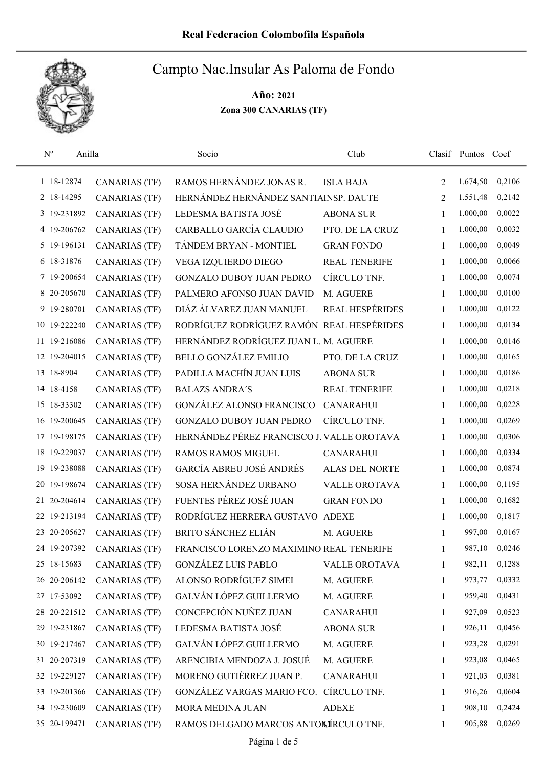**Real Federacion Colombofila Española**

# Campto Nac.Insular As Paloma de Fondo

**Año:** 2021

**Zona 300 CANARIAS (TF)**

| Nº | Anilla | | Socio | Club | Clasif | Puntos | Coef |
|---|---|---|---|---|---|---|---|
| 1 | 18-12874 | CANARIAS (TF) | RAMOS HERNÁNDEZ JONAS R. | ISLA BAJA | 2 | 1.674,50 | 0,2106 |
| 2 | 18-14295 | CANARIAS (TF) | HERNÁNDEZ HERNÁNDEZ SANTIA | INSP. DAUTE | 2 | 1.551,48 | 0,2142 |
| 3 | 19-231892 | CANARIAS (TF) | LEDESMA BATISTA JOSÉ | ABONA SUR | 1 | 1.000,00 | 0,0022 |
| 4 | 19-206762 | CANARIAS (TF) | CARBALLO GARCÍA CLAUDIO | PTO. DE LA CRUZ | 1 | 1.000,00 | 0,0032 |
| 5 | 19-196131 | CANARIAS (TF) | TÁNDEM BRYAN - MONTIEL | GRAN FONDO | 1 | 1.000,00 | 0,0049 |
| 6 | 18-31876 | CANARIAS (TF) | VEGA IZQUIERDO DIEGO | REAL TENERIFE | 1 | 1.000,00 | 0,0066 |
| 7 | 19-200654 | CANARIAS (TF) | GONZALO DUBOY JUAN PEDRO | CÍRCULO TNF. | 1 | 1.000,00 | 0,0074 |
| 8 | 20-205670 | CANARIAS (TF) | PALMERO AFONSO JUAN DAVID | M. AGUERE | 1 | 1.000,00 | 0,0100 |
| 9 | 19-280701 | CANARIAS (TF) | DIÁZ ÁLVAREZ JUAN MANUEL | REAL HESPÉRIDES | 1 | 1.000,00 | 0,0122 |
| 10 | 19-222240 | CANARIAS (TF) | RODRÍGUEZ RODRÍGUEZ RAMÓN | REAL HESPÉRIDES | 1 | 1.000,00 | 0,0134 |
| 11 | 19-216086 | CANARIAS (TF) | HERNÁNDEZ RODRÍGUEZ JUAN L. | M. AGUERE | 1 | 1.000,00 | 0,0146 |
| 12 | 19-204015 | CANARIAS (TF) | BELLO GONZÁLEZ EMILIO | PTO. DE LA CRUZ | 1 | 1.000,00 | 0,0165 |
| 13 | 18-8904 | CANARIAS (TF) | PADILLA MACHÍN JUAN LUIS | ABONA SUR | 1 | 1.000,00 | 0,0186 |
| 14 | 18-4158 | CANARIAS (TF) | BALAZS ANDRA´S | REAL TENERIFE | 1 | 1.000,00 | 0,0218 |
| 15 | 18-33302 | CANARIAS (TF) | GONZÁLEZ ALONSO FRANCISCO | CANARAHUI | 1 | 1.000,00 | 0,0228 |
| 16 | 19-200645 | CANARIAS (TF) | GONZALO DUBOY JUAN PEDRO | CÍRCULO TNF. | 1 | 1.000,00 | 0,0269 |
| 17 | 19-198175 | CANARIAS (TF) | HERNÁNDEZ PÉREZ FRANCISCO J. | VALLE OROTAVA | 1 | 1.000,00 | 0,0306 |
| 18 | 19-229037 | CANARIAS (TF) | RAMOS RAMOS MIGUEL | CANARAHUI | 1 | 1.000,00 | 0,0334 |
| 19 | 19-238088 | CANARIAS (TF) | GARCÍA ABREU JOSÉ ANDRÉS | ALAS DEL NORTE | 1 | 1.000,00 | 0,0874 |
| 20 | 19-198674 | CANARIAS (TF) | SOSA HERNÁNDEZ URBANO | VALLE OROTAVA | 1 | 1.000,00 | 0,1195 |
| 21 | 20-204614 | CANARIAS (TF) | FUENTES PÉREZ JOSÉ JUAN | GRAN FONDO | 1 | 1.000,00 | 0,1682 |
| 22 | 19-213194 | CANARIAS (TF) | RODRÍGUEZ HERRERA GUSTAVO | ADEXE | 1 | 1.000,00 | 0,1817 |
| 23 | 20-205627 | CANARIAS (TF) | BRITO SÁNCHEZ ELIÁN | M. AGUERE | 1 | 997,00 | 0,0167 |
| 24 | 19-207392 | CANARIAS (TF) | FRANCISCO LORENZO MAXIMINO | REAL TENERIFE | 1 | 987,10 | 0,0246 |
| 25 | 18-15683 | CANARIAS (TF) | GONZÁLEZ LUIS PABLO | VALLE OROTAVA | 1 | 982,11 | 0,1288 |
| 26 | 20-206142 | CANARIAS (TF) | ALONSO RODRÍGUEZ SIMEI | M. AGUERE | 1 | 973,77 | 0,0332 |
| 27 | 17-53092 | CANARIAS (TF) | GALVÁN LÓPEZ GUILLERMO | M. AGUERE | 1 | 959,40 | 0,0431 |
| 28 | 20-221512 | CANARIAS (TF) | CONCEPCIÓN NUÑEZ JUAN | CANARAHUI | 1 | 927,09 | 0,0523 |
| 29 | 19-231867 | CANARIAS (TF) | LEDESMA BATISTA JOSÉ | ABONA SUR | 1 | 926,11 | 0,0456 |
| 30 | 19-217467 | CANARIAS (TF) | GALVÁN LÓPEZ GUILLERMO | M. AGUERE | 1 | 923,28 | 0,0291 |
| 31 | 20-207319 | CANARIAS (TF) | ARENCIBIA MENDOZA J. JOSUÉ | M. AGUERE | 1 | 923,08 | 0,0465 |
| 32 | 19-229127 | CANARIAS (TF) | MORENO GUTIÉRREZ JUAN P. | CANARAHUI | 1 | 921,03 | 0,0381 |
| 33 | 19-201366 | CANARIAS (TF) | GONZÁLEZ VARGAS MARIO FCO. | CÍRCULO TNF. | 1 | 916,26 | 0,0604 |
| 34 | 19-230609 | CANARIAS (TF) | MORA MEDINA JUAN | ADEXE | 1 | 908,10 | 0,2424 |
| 35 | 20-199471 | CANARIAS (TF) | RAMOS DELGADO MARCOS ANTONI | CÍRCULO TNF. | 1 | 905,88 | 0,0269 |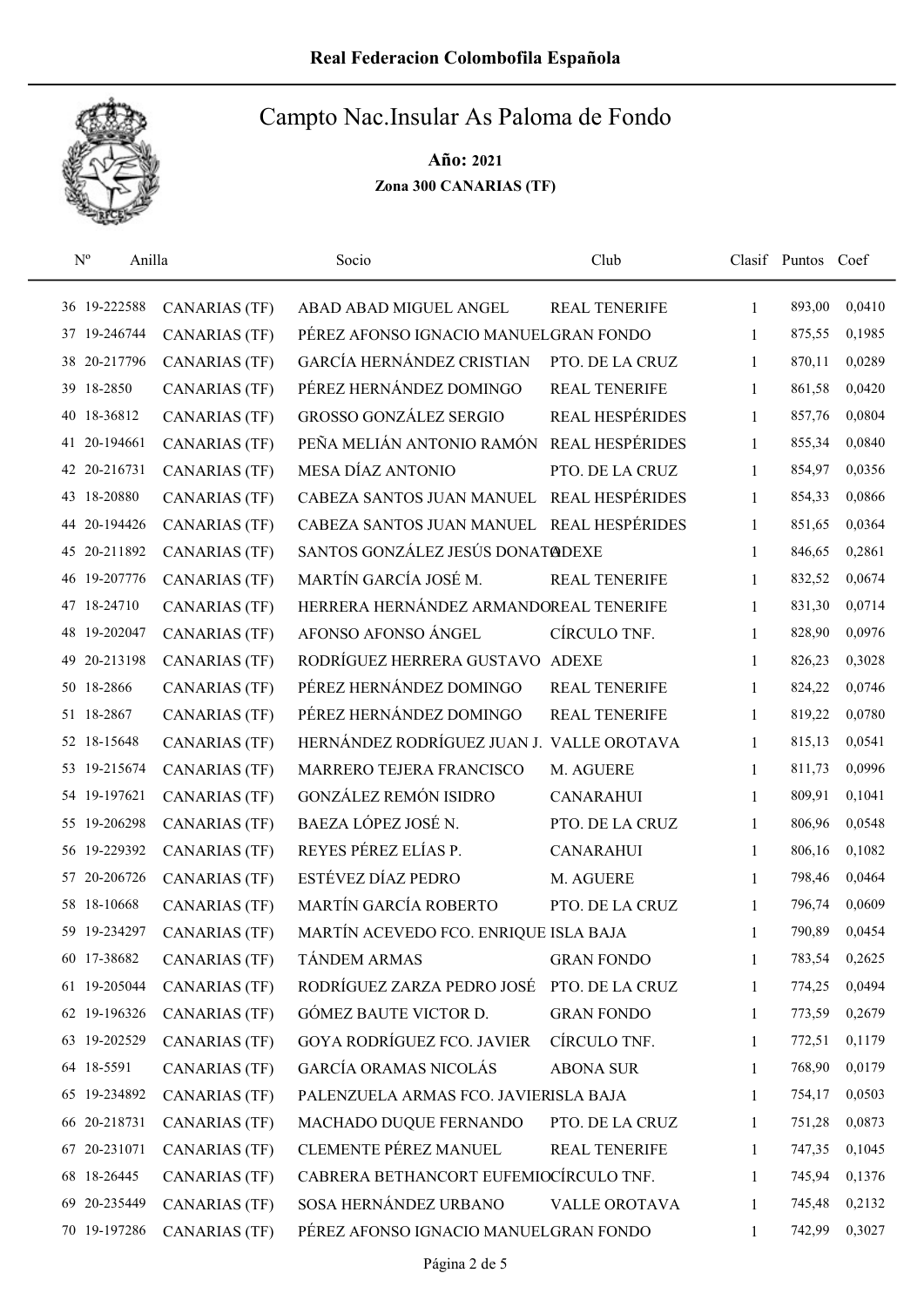Real Federacion Colombofila Española

# Campto Nac.Insular As Paloma de Fondo

**Año: 2021**

**Zona 300 CANARIAS (TF)**

| Nº | Anilla | | Socio | Club | Clasif | Puntos | Coef |
|---|---|---|---|---|---|---|---|
| 36 | 19-222588 | CANARIAS (TF) | ABAD ABAD MIGUEL ANGEL | REAL TENERIFE | 1 | 893,00 | 0,0410 |
| 37 | 19-246744 | CANARIAS (TF) | PÉREZ AFONSO IGNACIO MANUEL | GRAN FONDO | 1 | 875,55 | 0,1985 |
| 38 | 20-217796 | CANARIAS (TF) | GARCÍA HERNÁNDEZ CRISTIAN | PTO. DE LA CRUZ | 1 | 870,11 | 0,0289 |
| 39 | 18-2850 | CANARIAS (TF) | PÉREZ HERNÁNDEZ DOMINGO | REAL TENERIFE | 1 | 861,58 | 0,0420 |
| 40 | 18-36812 | CANARIAS (TF) | GROSSO GONZÁLEZ SERGIO | REAL HESPÉRIDES | 1 | 857,76 | 0,0804 |
| 41 | 20-194661 | CANARIAS (TF) | PEÑA MELIÁN ANTONIO RAMÓN | REAL HESPÉRIDES | 1 | 855,34 | 0,0840 |
| 42 | 20-216731 | CANARIAS (TF) | MESA DÍAZ ANTONIO | PTO. DE LA CRUZ | 1 | 854,97 | 0,0356 |
| 43 | 18-20880 | CANARIAS (TF) | CABEZA SANTOS JUAN MANUEL | REAL HESPÉRIDES | 1 | 854,33 | 0,0866 |
| 44 | 20-194426 | CANARIAS (TF) | CABEZA SANTOS JUAN MANUEL | REAL HESPÉRIDES | 1 | 851,65 | 0,0364 |
| 45 | 20-211892 | CANARIAS (TF) | SANTOS GONZÁLEZ JESÚS DONATO | ADEXE | 1 | 846,65 | 0,2861 |
| 46 | 19-207776 | CANARIAS (TF) | MARTÍN GARCÍA JOSÉ M. | REAL TENERIFE | 1 | 832,52 | 0,0674 |
| 47 | 18-24710 | CANARIAS (TF) | HERRERA HERNÁNDEZ ARMANDO | REAL TENERIFE | 1 | 831,30 | 0,0714 |
| 48 | 19-202047 | CANARIAS (TF) | AFONSO AFONSO ÁNGEL | CÍRCULO TNF. | 1 | 828,90 | 0,0976 |
| 49 | 20-213198 | CANARIAS (TF) | RODRÍGUEZ HERRERA GUSTAVO | ADEXE | 1 | 826,23 | 0,3028 |
| 50 | 18-2866 | CANARIAS (TF) | PÉREZ HERNÁNDEZ DOMINGO | REAL TENERIFE | 1 | 824,22 | 0,0746 |
| 51 | 18-2867 | CANARIAS (TF) | PÉREZ HERNÁNDEZ DOMINGO | REAL TENERIFE | 1 | 819,22 | 0,0780 |
| 52 | 18-15648 | CANARIAS (TF) | HERNÁNDEZ RODRÍGUEZ JUAN J. | VALLE OROTAVA | 1 | 815,13 | 0,0541 |
| 53 | 19-215674 | CANARIAS (TF) | MARRERO TEJERA FRANCISCO | M. AGUERE | 1 | 811,73 | 0,0996 |
| 54 | 19-197621 | CANARIAS (TF) | GONZÁLEZ REMÓN ISIDRO | CANARAHUI | 1 | 809,91 | 0,1041 |
| 55 | 19-206298 | CANARIAS (TF) | BAEZA LÓPEZ JOSÉ N. | PTO. DE LA CRUZ | 1 | 806,96 | 0,0548 |
| 56 | 19-229392 | CANARIAS (TF) | REYES PÉREZ ELÍAS P. | CANARAHUI | 1 | 806,16 | 0,1082 |
| 57 | 20-206726 | CANARIAS (TF) | ESTÉVEZ DÍAZ PEDRO | M. AGUERE | 1 | 798,46 | 0,0464 |
| 58 | 18-10668 | CANARIAS (TF) | MARTÍN GARCÍA ROBERTO | PTO. DE LA CRUZ | 1 | 796,74 | 0,0609 |
| 59 | 19-234297 | CANARIAS (TF) | MARTÍN ACEVEDO FCO. ENRIQUE | ISLA BAJA | 1 | 790,89 | 0,0454 |
| 60 | 17-38682 | CANARIAS (TF) | TÁNDEM ARMAS | GRAN FONDO | 1 | 783,54 | 0,2625 |
| 61 | 19-205044 | CANARIAS (TF) | RODRÍGUEZ ZARZA PEDRO JOSÉ | PTO. DE LA CRUZ | 1 | 774,25 | 0,0494 |
| 62 | 19-196326 | CANARIAS (TF) | GÓMEZ BAUTE VICTOR D. | GRAN FONDO | 1 | 773,59 | 0,2679 |
| 63 | 19-202529 | CANARIAS (TF) | GOYA RODRÍGUEZ FCO. JAVIER | CÍRCULO TNF. | 1 | 772,51 | 0,1179 |
| 64 | 18-5591 | CANARIAS (TF) | GARCÍA ORAMAS NICOLÁS | ABONA SUR | 1 | 768,90 | 0,0179 |
| 65 | 19-234892 | CANARIAS (TF) | PALENZUELA ARMAS FCO. JAVIER | ISLA BAJA | 1 | 754,17 | 0,0503 |
| 66 | 20-218731 | CANARIAS (TF) | MACHADO DUQUE FERNANDO | PTO. DE LA CRUZ | 1 | 751,28 | 0,0873 |
| 67 | 20-231071 | CANARIAS (TF) | CLEMENTE PÉREZ MANUEL | REAL TENERIFE | 1 | 747,35 | 0,1045 |
| 68 | 18-26445 | CANARIAS (TF) | CABRERA BETHANCORT EUFEMIO | CÍRCULO TNF. | 1 | 745,94 | 0,1376 |
| 69 | 20-235449 | CANARIAS (TF) | SOSA HERNÁNDEZ URBANO | VALLE OROTAVA | 1 | 745,48 | 0,2132 |
| 70 | 19-197286 | CANARIAS (TF) | PÉREZ AFONSO IGNACIO MANUEL | GRAN FONDO | 1 | 742,99 | 0,3027 |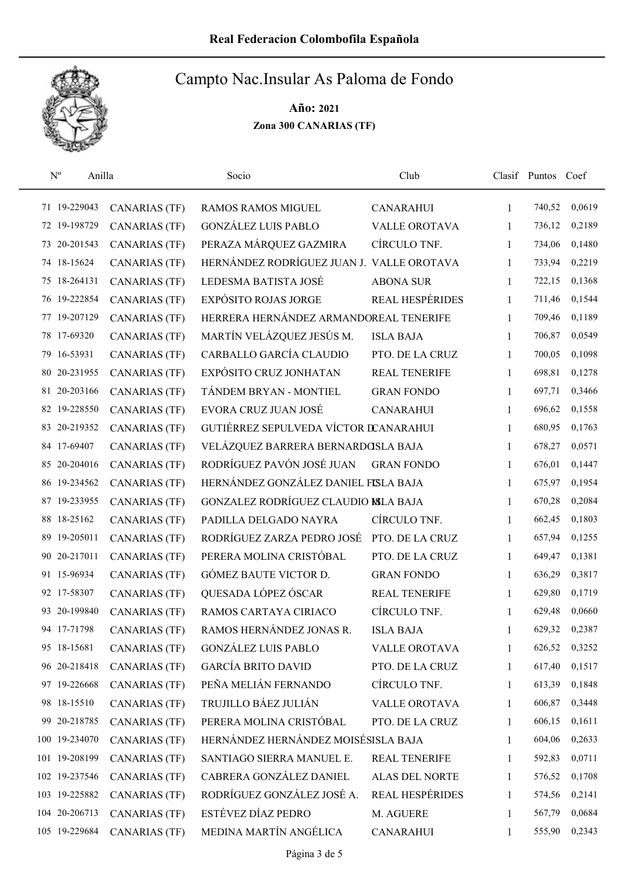# Real Federacion Colombofila Española

## Campto Nac.Insular As Paloma de Fondo

**Año: 2021**

**Zona 300 CANARIAS (TF)**

| Nº | Anilla | | Socio | Club | Clasif | Puntos | Coef |
|---|---|---|---|---|---|---|---|
| 71 | 19-229043 | CANARIAS (TF) | RAMOS RAMOS MIGUEL | CANARAHUI | 1 | 740,52 | 0,0619 |
| 72 | 19-198729 | CANARIAS (TF) | GONZÁLEZ LUIS PABLO | VALLE OROTAVA | 1 | 736,12 | 0,2189 |
| 73 | 20-201543 | CANARIAS (TF) | PERAZA MÁRQUEZ GAZMIRA | CÍRCULO TNF. | 1 | 734,06 | 0,1480 |
| 74 | 18-15624 | CANARIAS (TF) | HERNÁNDEZ RODRÍGUEZ JUAN J. | VALLE OROTAVA | 1 | 733,94 | 0,2219 |
| 75 | 18-264131 | CANARIAS (TF) | LEDESMA BATISTA JOSÉ | ABONA SUR | 1 | 722,15 | 0,1368 |
| 76 | 19-222854 | CANARIAS (TF) | EXPÓSITO ROJAS JORGE | REAL HESPÉRIDES | 1 | 711,46 | 0,1544 |
| 77 | 19-207129 | CANARIAS (TF) | HERRERA HERNÁNDEZ ARMANDO | REAL TENERIFE | 1 | 709,46 | 0,1189 |
| 78 | 17-69320 | CANARIAS (TF) | MARTÍN VELÁZQUEZ JESÚS M. | ISLA BAJA | 1 | 706,87 | 0,0549 |
| 79 | 16-53931 | CANARIAS (TF) | CARBALLO GARCÍA CLAUDIO | PTO. DE LA CRUZ | 1 | 700,05 | 0,1098 |
| 80 | 20-231955 | CANARIAS (TF) | EXPÓSITO CRUZ JONHATAN | REAL TENERIFE | 1 | 698,81 | 0,1278 |
| 81 | 20-203166 | CANARIAS (TF) | TÁNDEM BRYAN - MONTIEL | GRAN FONDO | 1 | 697,71 | 0,3466 |
| 82 | 19-228550 | CANARIAS (TF) | EVORA CRUZ JUAN JOSÉ | CANARAHUI | 1 | 696,62 | 0,1558 |
| 83 | 20-219352 | CANARIAS (TF) | GUTIÉRREZ SEPULVEDA VÍCTOR D. | CANARAHUI | 1 | 680,95 | 0,1763 |
| 84 | 17-69407 | CANARIAS (TF) | VELÁZQUEZ BARRERA BERNARDO | ISLA BAJA | 1 | 678,27 | 0,0571 |
| 85 | 20-204016 | CANARIAS (TF) | RODRÍGUEZ PAVÓN JOSÉ JUAN | GRAN FONDO | 1 | 676,01 | 0,1447 |
| 86 | 19-234562 | CANARIAS (TF) | HERNÁNDEZ GONZÁLEZ DANIEL FC | ISLA BAJA | 1 | 675,97 | 0,1954 |
| 87 | 19-233955 | CANARIAS (TF) | GONZALEZ RODRÍGUEZ CLAUDIO M. | ISLA BAJA | 1 | 670,28 | 0,2084 |
| 88 | 18-25162 | CANARIAS (TF) | PADILLA DELGADO NAYRA | CÍRCULO TNF. | 1 | 662,45 | 0,1803 |
| 89 | 19-205011 | CANARIAS (TF) | RODRÍGUEZ ZARZA PEDRO JOSÉ | PTO. DE LA CRUZ | 1 | 657,94 | 0,1255 |
| 90 | 20-217011 | CANARIAS (TF) | PERERA MOLINA CRISTÓBAL | PTO. DE LA CRUZ | 1 | 649,47 | 0,1381 |
| 91 | 15-96934 | CANARIAS (TF) | GÓMEZ BAUTE VICTOR D. | GRAN FONDO | 1 | 636,29 | 0,3817 |
| 92 | 17-58307 | CANARIAS (TF) | QUESADA LÓPEZ ÓSCAR | REAL TENERIFE | 1 | 629,80 | 0,1719 |
| 93 | 20-199840 | CANARIAS (TF) | RAMOS CARTAYA CIRIACO | CÍRCULO TNF. | 1 | 629,48 | 0,0660 |
| 94 | 17-71798 | CANARIAS (TF) | RAMOS HERNÁNDEZ JONAS R. | ISLA BAJA | 1 | 629,32 | 0,2387 |
| 95 | 18-15681 | CANARIAS (TF) | GONZÁLEZ LUIS PABLO | VALLE OROTAVA | 1 | 626,52 | 0,3252 |
| 96 | 20-218418 | CANARIAS (TF) | GARCÍA BRITO DAVID | PTO. DE LA CRUZ | 1 | 617,40 | 0,1517 |
| 97 | 19-226668 | CANARIAS (TF) | PEÑA MELIÁN FERNANDO | CÍRCULO TNF. | 1 | 613,39 | 0,1848 |
| 98 | 18-15510 | CANARIAS (TF) | TRUJILLO BÁEZ JULIÁN | VALLE OROTAVA | 1 | 606,87 | 0,3448 |
| 99 | 20-218785 | CANARIAS (TF) | PERERA MOLINA CRISTÓBAL | PTO. DE LA CRUZ | 1 | 606,15 | 0,1611 |
| 100 | 19-234070 | CANARIAS (TF) | HERNÁNDEZ HERNÁNDEZ MOISÉS | ISLA BAJA | 1 | 604,06 | 0,2633 |
| 101 | 19-208199 | CANARIAS (TF) | SANTIAGO SIERRA MANUEL E. | REAL TENERIFE | 1 | 592,83 | 0,0711 |
| 102 | 19-237546 | CANARIAS (TF) | CABRERA GONZÁLEZ DANIEL | ALAS DEL NORTE | 1 | 576,52 | 0,1708 |
| 103 | 19-225882 | CANARIAS (TF) | RODRÍGUEZ GONZÁLEZ JOSÉ A. | REAL HESPÉRIDES | 1 | 574,56 | 0,2141 |
| 104 | 20-206713 | CANARIAS (TF) | ESTÉVEZ DÍAZ PEDRO | M. AGUERE | 1 | 567,79 | 0,0684 |
| 105 | 19-229684 | CANARIAS (TF) | MEDINA MARTÍN ANGÉLICA | CANARAHUI | 1 | 555,90 | 0,2343 |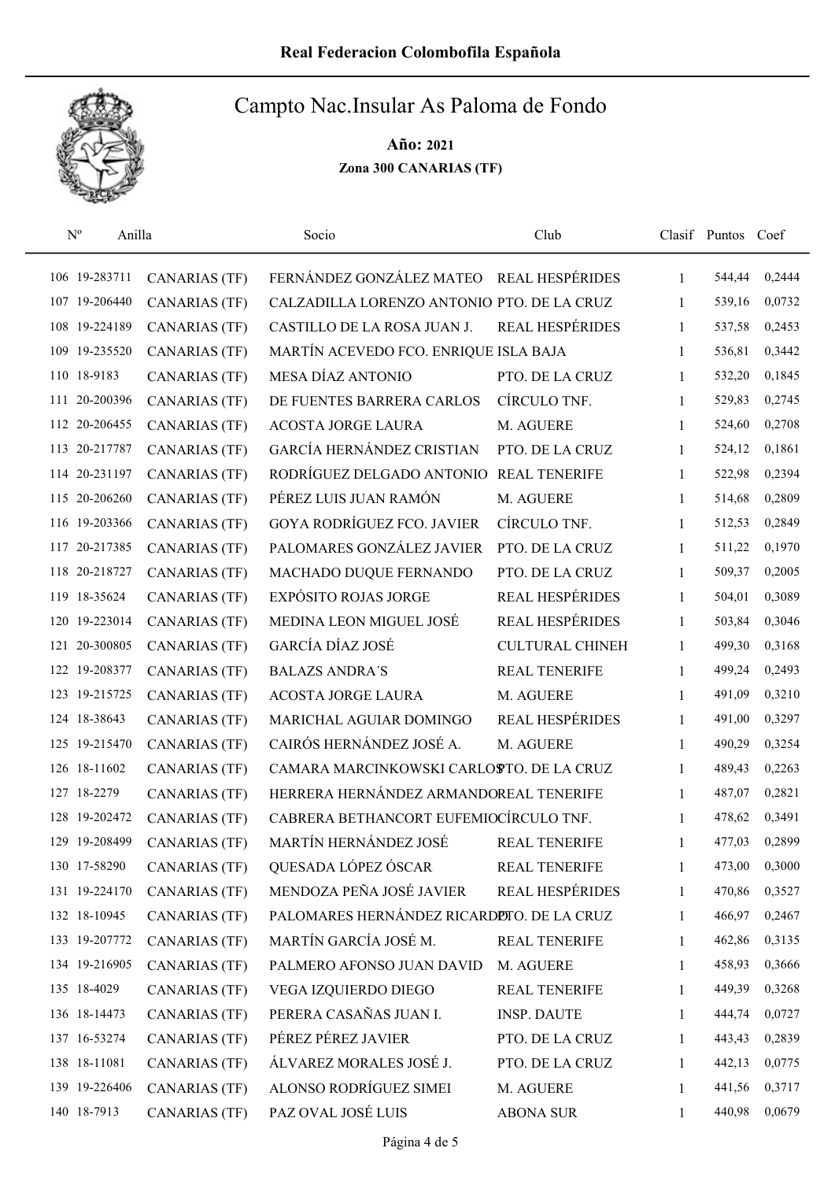Real Federacion Colombofila Española

# Campto Nac.Insular As Paloma de Fondo

**Año: 2021**

**Zona 300 CANARIAS (TF)**

| Nº | Anilla | | Socio | Club | Clasif | Puntos | Coef |
|---|---|---|---|---|---|---|---|
| 106 | 19-283711 | CANARIAS (TF) | FERNÁNDEZ GONZÁLEZ MATEO | REAL HESPÉRIDES | 1 | 544,44 | 0,2444 |
| 107 | 19-206440 | CANARIAS (TF) | CALZADILLA LORENZO ANTONIO | PTO. DE LA CRUZ | 1 | 539,16 | 0,0732 |
| 108 | 19-224189 | CANARIAS (TF) | CASTILLO DE LA ROSA JUAN J. | REAL HESPÉRIDES | 1 | 537,58 | 0,2453 |
| 109 | 19-235520 | CANARIAS (TF) | MARTÍN ACEVEDO FCO. ENRIQUE | ISLA BAJA | 1 | 536,81 | 0,3442 |
| 110 | 18-9183 | CANARIAS (TF) | MESA DÍAZ ANTONIO | PTO. DE LA CRUZ | 1 | 532,20 | 0,1845 |
| 111 | 20-200396 | CANARIAS (TF) | DE FUENTES BARRERA CARLOS | CÍRCULO TNF. | 1 | 529,83 | 0,2745 |
| 112 | 20-206455 | CANARIAS (TF) | ACOSTA JORGE LAURA | M. AGUERE | 1 | 524,60 | 0,2708 |
| 113 | 20-217787 | CANARIAS (TF) | GARCÍA HERNÁNDEZ CRISTIAN | PTO. DE LA CRUZ | 1 | 524,12 | 0,1861 |
| 114 | 20-231197 | CANARIAS (TF) | RODRÍGUEZ DELGADO ANTONIO | REAL TENERIFE | 1 | 522,98 | 0,2394 |
| 115 | 20-206260 | CANARIAS (TF) | PÉREZ LUIS JUAN RAMÓN | M. AGUERE | 1 | 514,68 | 0,2809 |
| 116 | 19-203366 | CANARIAS (TF) | GOYA RODRÍGUEZ FCO. JAVIER | CÍRCULO TNF. | 1 | 512,53 | 0,2849 |
| 117 | 20-217385 | CANARIAS (TF) | PALOMARES GONZÁLEZ JAVIER | PTO. DE LA CRUZ | 1 | 511,22 | 0,1970 |
| 118 | 20-218727 | CANARIAS (TF) | MACHADO DUQUE FERNANDO | PTO. DE LA CRUZ | 1 | 509,37 | 0,2005 |
| 119 | 18-35624 | CANARIAS (TF) | EXPÓSITO ROJAS JORGE | REAL HESPÉRIDES | 1 | 504,01 | 0,3089 |
| 120 | 19-223014 | CANARIAS (TF) | MEDINA LEON MIGUEL JOSÉ | REAL HESPÉRIDES | 1 | 503,84 | 0,3046 |
| 121 | 20-300805 | CANARIAS (TF) | GARCÍA DÍAZ JOSÉ | CULTURAL CHINEH | 1 | 499,30 | 0,3168 |
| 122 | 19-208377 | CANARIAS (TF) | BALAZS ANDRA´S | REAL TENERIFE | 1 | 499,24 | 0,2493 |
| 123 | 19-215725 | CANARIAS (TF) | ACOSTA JORGE LAURA | M. AGUERE | 1 | 491,09 | 0,3210 |
| 124 | 18-38643 | CANARIAS (TF) | MARICHAL AGUIAR DOMINGO | REAL HESPÉRIDES | 1 | 491,00 | 0,3297 |
| 125 | 19-215470 | CANARIAS (TF) | CAIRÓS HERNÁNDEZ JOSÉ A. | M. AGUERE | 1 | 490,29 | 0,3254 |
| 126 | 18-11602 | CANARIAS (TF) | CAMARA MARCINKOWSKI CARLOS | PTO. DE LA CRUZ | 1 | 489,43 | 0,2263 |
| 127 | 18-2279 | CANARIAS (TF) | HERRERA HERNÁNDEZ ARMANDO | REAL TENERIFE | 1 | 487,07 | 0,2821 |
| 128 | 19-202472 | CANARIAS (TF) | CABRERA BETHANCORT EUFEMIO | CÍRCULO TNF. | 1 | 478,62 | 0,3491 |
| 129 | 19-208499 | CANARIAS (TF) | MARTÍN HERNÁNDEZ JOSÉ | REAL TENERIFE | 1 | 477,03 | 0,2899 |
| 130 | 17-58290 | CANARIAS (TF) | QUESADA LÓPEZ ÓSCAR | REAL TENERIFE | 1 | 473,00 | 0,3000 |
| 131 | 19-224170 | CANARIAS (TF) | MENDOZA PEÑA JOSÉ JAVIER | REAL HESPÉRIDES | 1 | 470,86 | 0,3527 |
| 132 | 18-10945 | CANARIAS (TF) | PALOMARES HERNÁNDEZ RICARDO | PTO. DE LA CRUZ | 1 | 466,97 | 0,2467 |
| 133 | 19-207772 | CANARIAS (TF) | MARTÍN GARCÍA JOSÉ M. | REAL TENERIFE | 1 | 462,86 | 0,3135 |
| 134 | 19-216905 | CANARIAS (TF) | PALMERO AFONSO JUAN DAVID | M. AGUERE | 1 | 458,93 | 0,3666 |
| 135 | 18-4029 | CANARIAS (TF) | VEGA IZQUIERDO DIEGO | REAL TENERIFE | 1 | 449,39 | 0,3268 |
| 136 | 18-14473 | CANARIAS (TF) | PERERA CASAÑAS JUAN I. | INSP. DAUTE | 1 | 444,74 | 0,0727 |
| 137 | 16-53274 | CANARIAS (TF) | PÉREZ PÉREZ JAVIER | PTO. DE LA CRUZ | 1 | 443,43 | 0,2839 |
| 138 | 18-11081 | CANARIAS (TF) | ÁLVAREZ MORALES JOSÉ J. | PTO. DE LA CRUZ | 1 | 442,13 | 0,0775 |
| 139 | 19-226406 | CANARIAS (TF) | ALONSO RODRÍGUEZ SIMEI | M. AGUERE | 1 | 441,56 | 0,3717 |
| 140 | 18-7913 | CANARIAS (TF) | PAZ OVAL JOSÉ LUIS | ABONA SUR | 1 | 440,98 | 0,0679 |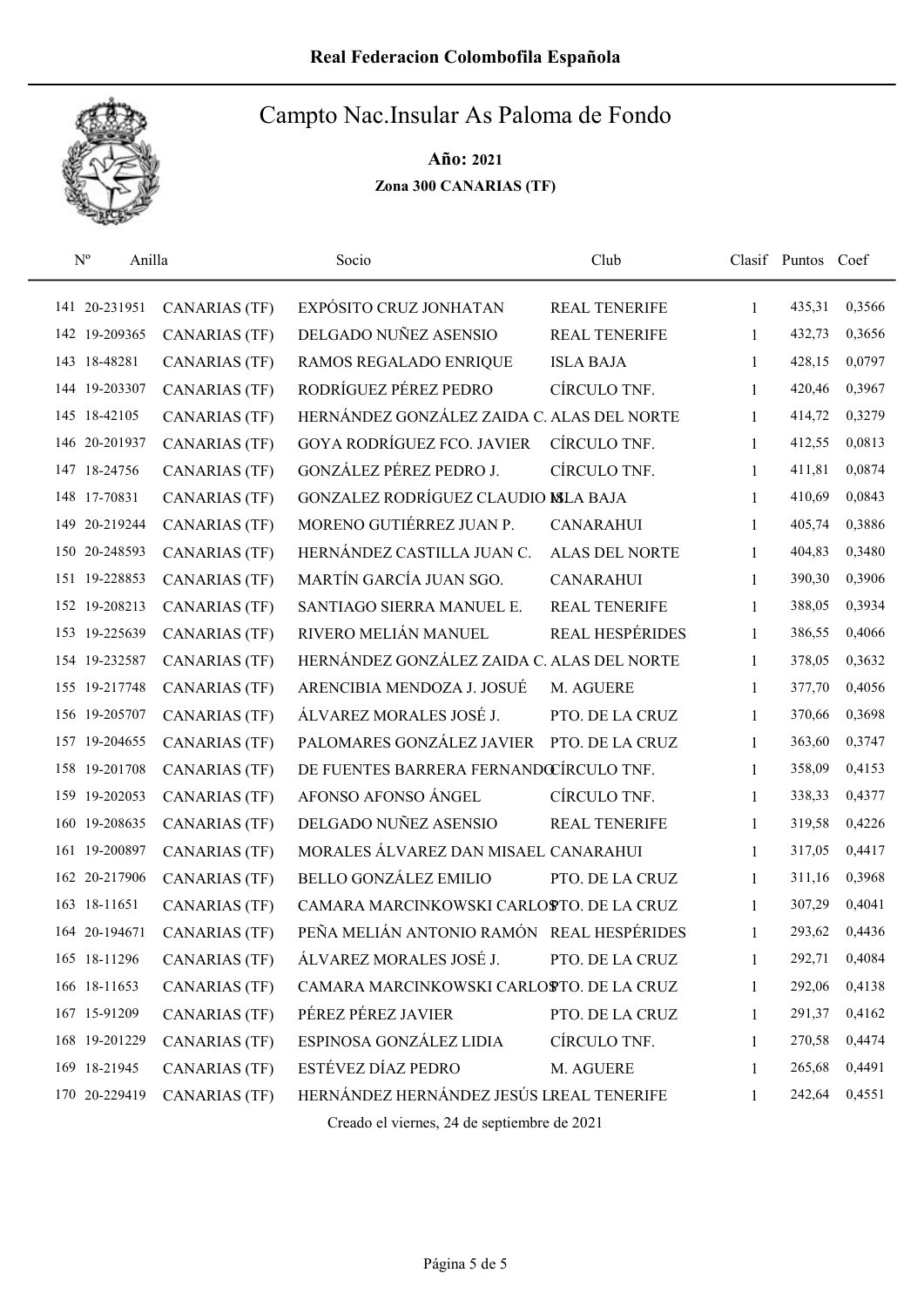# Real Federacion Colombofila Española

## Campto Nac.Insular As Paloma de Fondo

**Año: 2021**

**Zona 300 CANARIAS (TF)**

| Nº | Anilla | | Socio | Club | Clasif | Puntos | Coef |
|---|---|---|---|---|---|---|---|
| 141 | 20-231951 | CANARIAS (TF) | EXPÓSITO CRUZ JONHATAN | REAL TENERIFE | 1 | 435,31 | 0,3566 |
| 142 | 19-209365 | CANARIAS (TF) | DELGADO NUÑEZ ASENSIO | REAL TENERIFE | 1 | 432,73 | 0,3656 |
| 143 | 18-48281 | CANARIAS (TF) | RAMOS REGALADO ENRIQUE | ISLA BAJA | 1 | 428,15 | 0,0797 |
| 144 | 19-203307 | CANARIAS (TF) | RODRÍGUEZ PÉREZ PEDRO | CÍRCULO TNF. | 1 | 420,46 | 0,3967 |
| 145 | 18-42105 | CANARIAS (TF) | HERNÁNDEZ GONZÁLEZ ZAIDA C. | ALAS DEL NORTE | 1 | 414,72 | 0,3279 |
| 146 | 20-201937 | CANARIAS (TF) | GOYA RODRÍGUEZ FCO. JAVIER | CÍRCULO TNF. | 1 | 412,55 | 0,0813 |
| 147 | 18-24756 | CANARIAS (TF) | GONZÁLEZ PÉREZ PEDRO J. | CÍRCULO TNF. | 1 | 411,81 | 0,0874 |
| 148 | 17-70831 | CANARIAS (TF) | GONZALEZ RODRÍGUEZ CLAUDIO M. | ISLA BAJA | 1 | 410,69 | 0,0843 |
| 149 | 20-219244 | CANARIAS (TF) | MORENO GUTIÉRREZ JUAN P. | CANARAHUI | 1 | 405,74 | 0,3886 |
| 150 | 20-248593 | CANARIAS (TF) | HERNÁNDEZ CASTILLA JUAN C. | ALAS DEL NORTE | 1 | 404,83 | 0,3480 |
| 151 | 19-228853 | CANARIAS (TF) | MARTÍN GARCÍA JUAN SGO. | CANARAHUI | 1 | 390,30 | 0,3906 |
| 152 | 19-208213 | CANARIAS (TF) | SANTIAGO SIERRA MANUEL E. | REAL TENERIFE | 1 | 388,05 | 0,3934 |
| 153 | 19-225639 | CANARIAS (TF) | RIVERO MELIÁN MANUEL | REAL HESPÉRIDES | 1 | 386,55 | 0,4066 |
| 154 | 19-232587 | CANARIAS (TF) | HERNÁNDEZ GONZÁLEZ ZAIDA C. | ALAS DEL NORTE | 1 | 378,05 | 0,3632 |
| 155 | 19-217748 | CANARIAS (TF) | ARENCIBIA MENDOZA J. JOSUÉ | M. AGUERE | 1 | 377,70 | 0,4056 |
| 156 | 19-205707 | CANARIAS (TF) | ÁLVAREZ MORALES JOSÉ J. | PTO. DE LA CRUZ | 1 | 370,66 | 0,3698 |
| 157 | 19-204655 | CANARIAS (TF) | PALOMARES GONZÁLEZ JAVIER | PTO. DE LA CRUZ | 1 | 363,60 | 0,3747 |
| 158 | 19-201708 | CANARIAS (TF) | DE FUENTES BARRERA FERNANDO | CÍRCULO TNF. | 1 | 358,09 | 0,4153 |
| 159 | 19-202053 | CANARIAS (TF) | AFONSO AFONSO ÁNGEL | CÍRCULO TNF. | 1 | 338,33 | 0,4377 |
| 160 | 19-208635 | CANARIAS (TF) | DELGADO NUÑEZ ASENSIO | REAL TENERIFE | 1 | 319,58 | 0,4226 |
| 161 | 19-200897 | CANARIAS (TF) | MORALES ÁLVAREZ DAN MISAEL | CANARAHUI | 1 | 317,05 | 0,4417 |
| 162 | 20-217906 | CANARIAS (TF) | BELLO GONZÁLEZ EMILIO | PTO. DE LA CRUZ | 1 | 311,16 | 0,3968 |
| 163 | 18-11651 | CANARIAS (TF) | CAMARA MARCINKOWSKI CARLOS | PTO. DE LA CRUZ | 1 | 307,29 | 0,4041 |
| 164 | 20-194671 | CANARIAS (TF) | PEÑA MELIÁN ANTONIO RAMÓN | REAL HESPÉRIDES | 1 | 293,62 | 0,4436 |
| 165 | 18-11296 | CANARIAS (TF) | ÁLVAREZ MORALES JOSÉ J. | PTO. DE LA CRUZ | 1 | 292,71 | 0,4084 |
| 166 | 18-11653 | CANARIAS (TF) | CAMARA MARCINKOWSKI CARLOS | PTO. DE LA CRUZ | 1 | 292,06 | 0,4138 |
| 167 | 15-91209 | CANARIAS (TF) | PÉREZ PÉREZ JAVIER | PTO. DE LA CRUZ | 1 | 291,37 | 0,4162 |
| 168 | 19-201229 | CANARIAS (TF) | ESPINOSA GONZÁLEZ LIDIA | CÍRCULO TNF. | 1 | 270,58 | 0,4474 |
| 169 | 18-21945 | CANARIAS (TF) | ESTÉVEZ DÍAZ PEDRO | M. AGUERE | 1 | 265,68 | 0,4491 |
| 170 | 20-229419 | CANARIAS (TF) | HERNÁNDEZ HERNÁNDEZ JESÚS L. | REAL TENERIFE | 1 | 242,64 | 0,4551 |

Creado el viernes, 24 de septiembre de 2021